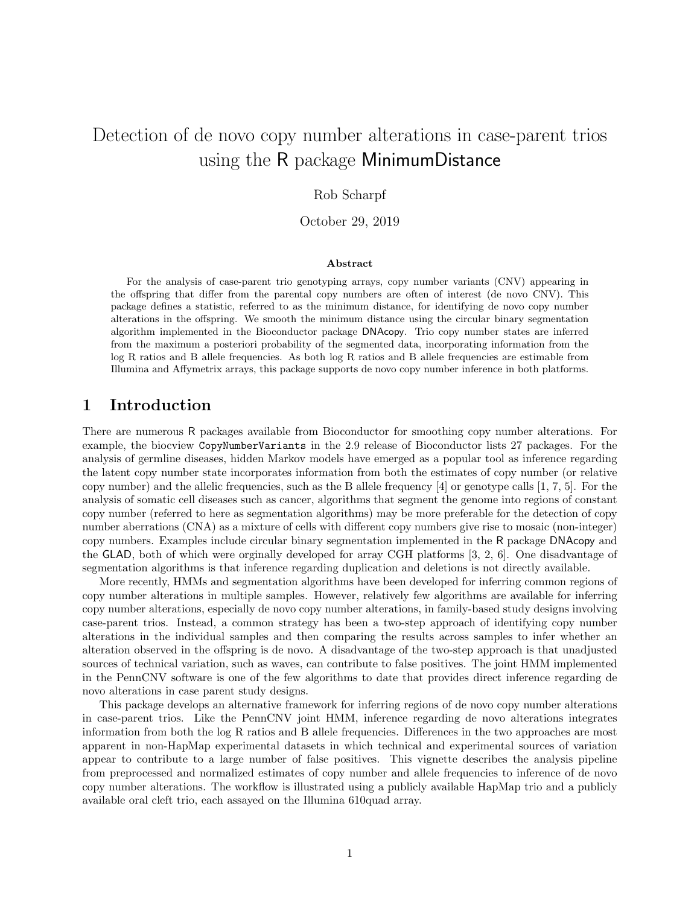# Detection of de novo copy number alterations in case-parent trios using the R package MinimumDistance

Rob Scharpf

October 29, 2019

### Abstract

For the analysis of case-parent trio genotyping arrays, copy number variants (CNV) appearing in the offspring that differ from the parental copy numbers are often of interest (de novo CNV). This package defines a statistic, referred to as the minimum distance, for identifying de novo copy number alterations in the offspring. We smooth the minimum distance using the circular binary segmentation algorithm implemented in the Bioconductor package DNAcopy. Trio copy number states are inferred from the maximum a posteriori probability of the segmented data, incorporating information from the log R ratios and B allele frequencies. As both log R ratios and B allele frequencies are estimable from Illumina and Affymetrix arrays, this package supports de novo copy number inference in both platforms.

## 1 Introduction

There are numerous R packages available from Bioconductor for smoothing copy number alterations. For example, the biocview `CopyNumberVariants` in the 2.9 release of Bioconductor lists 27 packages. For the analysis of germline diseases, hidden Markov models have emerged as a popular tool as inference regarding the latent copy number state incorporates information from both the estimates of copy number (or relative copy number) and the allelic frequencies, such as the B allele frequency [4] or genotype calls [1, 7, 5]. For the analysis of somatic cell diseases such as cancer, algorithms that segment the genome into regions of constant copy number (referred to here as segmentation algorithms) may be more preferable for the detection of copy number aberrations (CNA) as a mixture of cells with different copy numbers give rise to mosaic (non-integer) copy numbers. Examples include circular binary segmentation implemented in the R package DNAcopy and the GLAD, both of which were orginally developed for array CGH platforms [3, 2, 6]. One disadvantage of segmentation algorithms is that inference regarding duplication and deletions is not directly available.

More recently, HMMs and segmentation algorithms have been developed for inferring common regions of copy number alterations in multiple samples. However, relatively few algorithms are available for inferring copy number alterations, especially de novo copy number alterations, in family-based study designs involving case-parent trios. Instead, a common strategy has been a two-step approach of identifying copy number alterations in the individual samples and then comparing the results across samples to infer whether an alteration observed in the offspring is de novo. A disadvantage of the two-step approach is that unadjusted sources of technical variation, such as waves, can contribute to false positives. The joint HMM implemented in the PennCNV software is one of the few algorithms to date that provides direct inference regarding de novo alterations in case parent study designs.

This package develops an alternative framework for inferring regions of de novo copy number alterations in case-parent trios. Like the PennCNV joint HMM, inference regarding de novo alterations integrates information from both the log R ratios and B allele frequencies. Differences in the two approaches are most apparent in non-HapMap experimental datasets in which technical and experimental sources of variation appear to contribute to a large number of false positives. This vignette describes the analysis pipeline from preprocessed and normalized estimates of copy number and allele frequencies to inference of de novo copy number alterations. The workflow is illustrated using a publicly available HapMap trio and a publicly available oral cleft trio, each assayed on the Illumina 610quad array.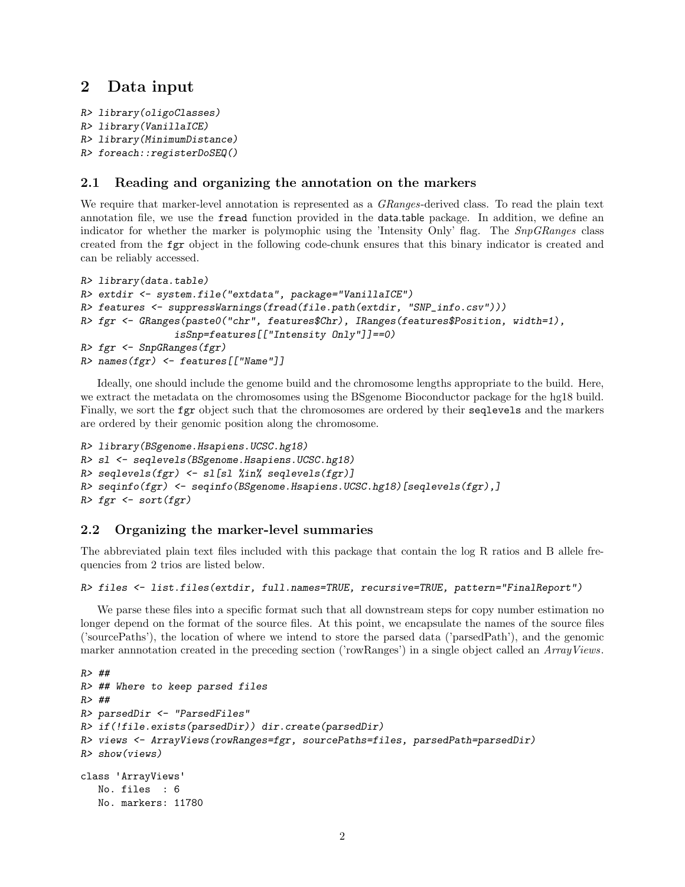## 2 Data input

```
R> library(oligoClasses)
R> library(VanillaICE)
R> library(MinimumDistance)
R> foreach::registerDoSEQ()
```

### 2.1 Reading and organizing the annotation on the markers

We require that marker-level annotation is represented as a *GRanges*-derived class. To read the plain text annotation file, we use the `fread` function provided in the data.table package. In addition, we define an indicator for whether the marker is polymophic using the 'Intensity Only' flag. The *SnpGRanges* class created from the `fgr` object in the following code-chunk ensures that this binary indicator is created and can be reliably accessed.

```
R> library(data.table)
R> extdir <- system.file("extdata", package="VanillaICE")
R> features <- suppressWarnings(fread(file.path(extdir, "SNP_info.csv")))
R> fgr <- GRanges(paste0("chr", features$Chr), IRanges(features$Position, width=1),
               isSnp=features[["Intensity Only"]]==0)
R> fgr <- SnpGRanges(fgr)
R> names(fgr) <- features[["Name"]]
```

Ideally, one should include the genome build and the chromosome lengths appropriate to the build. Here, we extract the metadata on the chromosomes using the BSgenome Bioconductor package for the hg18 build. Finally, we sort the `fgr` object such that the chromosomes are ordered by their `seqlevels` and the markers are ordered by their genomic position along the chromosome.

```
R> library(BSgenome.Hsapiens.UCSC.hg18)
R> sl <- seqlevels(BSgenome.Hsapiens.UCSC.hg18)
R> seqlevels(fgr) <- sl[sl %in% seqlevels(fgr)]
R> seqinfo(fgr) <- seqinfo(BSgenome.Hsapiens.UCSC.hg18)[seqlevels(fgr),]
R> fgr <- sort(fgr)
```

### 2.2 Organizing the marker-level summaries

The abbreviated plain text files included with this package that contain the log R ratios and B allele frequencies from 2 trios are listed below.

```
R> files <- list.files(extdir, full.names=TRUE, recursive=TRUE, pattern="FinalReport")
```

We parse these files into a specific format such that all downstream steps for copy number estimation no longer depend on the format of the source files. At this point, we encapsulate the names of the source files ('sourcePaths'), the location of where we intend to store the parsed data ('parsedPath'), and the genomic marker annnotation created in the preceding section ('rowRanges') in a single object called an *ArrayViews*.

```
R> ##
R> ## Where to keep parsed files
R> ##
R> parsedDir <- "ParsedFiles"
R> if(!file.exists(parsedDir)) dir.create(parsedDir)
R> views <- ArrayViews(rowRanges=fgr, sourcePaths=files, parsedPath=parsedDir)
R> show(views)
```

```
class 'ArrayViews'
   No. files  : 6
   No. markers: 11780
```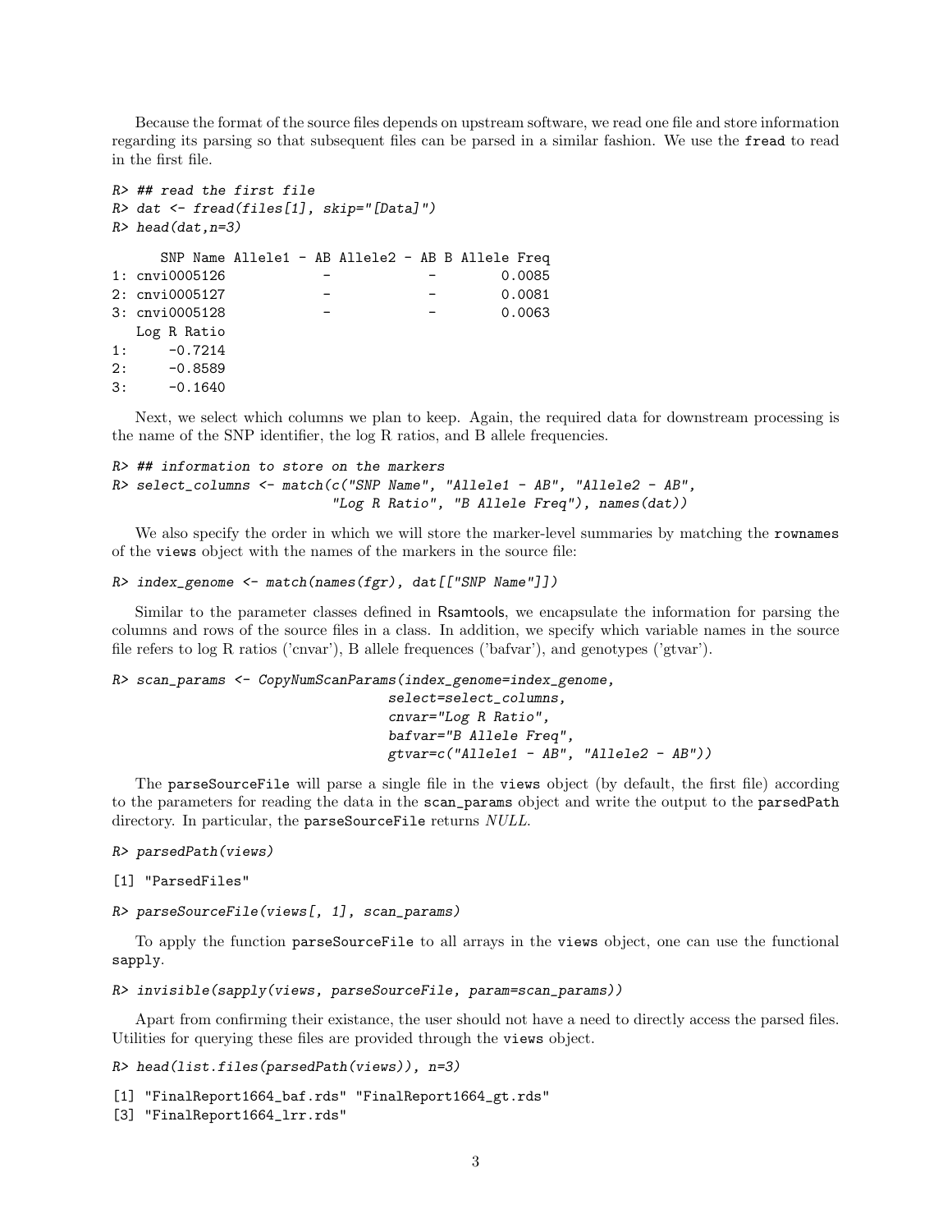Because the format of the source files depends on upstream software, we read one file and store information regarding its parsing so that subsequent files can be parsed in a similar fashion. We use the `fread` to read in the first file.

```
R> ## read the first file
R> dat <- fread(files[1], skip="[Data]")
R> head(dat,n=3)

      SNP Name Allele1 - AB Allele2 - AB B Allele Freq
1: cnvi0005126            -            -        0.0085
2: cnvi0005127            -            -        0.0081
3: cnvi0005128            -            -        0.0063
   Log R Ratio
1:     -0.7214
2:     -0.8589
3:     -0.1640
```

Next, we select which columns we plan to keep. Again, the required data for downstream processing is the name of the SNP identifier, the log R ratios, and B allele frequencies.

```
R> ## information to store on the markers
R> select_columns <- match(c("SNP Name", "Allele1 - AB", "Allele2 - AB",
                            "Log R Ratio", "B Allele Freq"), names(dat))
```

We also specify the order in which we will store the marker-level summaries by matching the `rownames` of the `views` object with the names of the markers in the source file:

```
R> index_genome <- match(names(fgr), dat[["SNP Name"]])
```

Similar to the parameter classes defined in Rsamtools, we encapsulate the information for parsing the columns and rows of the source files in a class. In addition, we specify which variable names in the source file refers to log R ratios ('cnvar'), B allele frequences ('bafvar'), and genotypes ('gtvar').

```
R> scan_params <- CopyNumScanParams(index_genome=index_genome,
                                   select=select_columns,
                                   cnvar="Log R Ratio",
                                   bafvar="B Allele Freq",
                                   gtvar=c("Allele1 - AB", "Allele2 - AB"))
```

The `parseSourceFile` will parse a single file in the `views` object (by default, the first file) according to the parameters for reading the data in the `scan_params` object and write the output to the `parsedPath` directory. In particular, the `parseSourceFile` returns *NULL*.

```
R> parsedPath(views)

[1] "ParsedFiles"

R> parseSourceFile(views[, 1], scan_params)
```

To apply the function `parseSourceFile` to all arrays in the `views` object, one can use the functional `sapply`.

```
R> invisible(sapply(views, parseSourceFile, param=scan_params))
```

Apart from confirming their existance, the user should not have a need to directly access the parsed files. Utilities for querying these files are provided through the `views` object.

```
R> head(list.files(parsedPath(views)), n=3)

[1] "FinalReport1664_baf.rds" "FinalReport1664_gt.rds"
[3] "FinalReport1664_lrr.rds"
```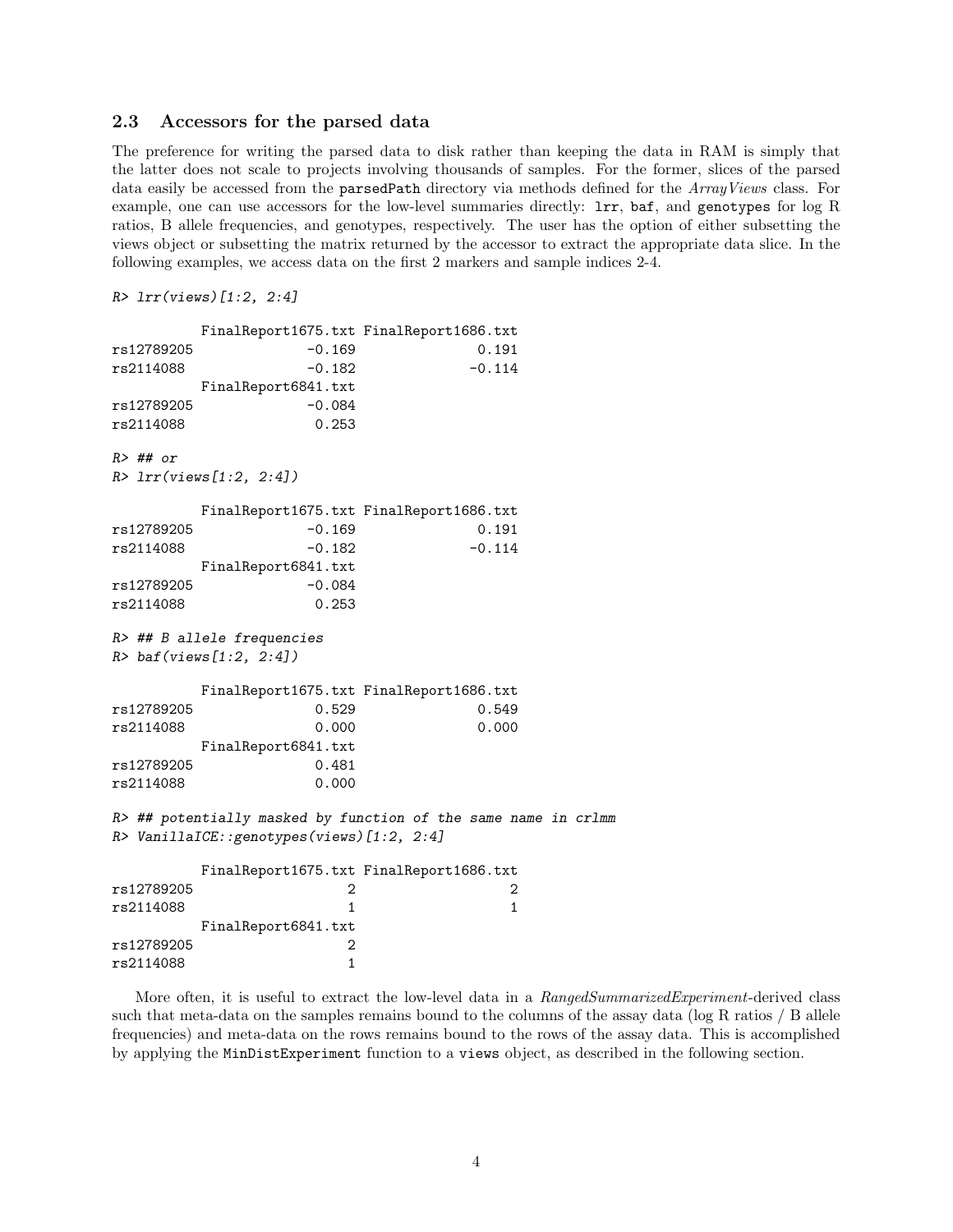### 2.3 Accessors for the parsed data

The preference for writing the parsed data to disk rather than keeping the data in RAM is simply that the latter does not scale to projects involving thousands of samples. For the former, slices of the parsed data easily be accessed from the `parsedPath` directory via methods defined for the *ArrayViews* class. For example, one can use accessors for the low-level summaries directly: `lrr`, `baf`, and `genotypes` for log R ratios, B allele frequencies, and genotypes, respectively. The user has the option of either subsetting the views object or subsetting the matrix returned by the accessor to extract the appropriate data slice. In the following examples, we access data on the first 2 markers and sample indices 2-4.

```
R> lrr(views)[1:2, 2:4]

           FinalReport1675.txt FinalReport1686.txt
rs12789205              -0.169               0.191
rs2114088               -0.182              -0.114
           FinalReport6841.txt
rs12789205              -0.084
rs2114088                0.253

R> ## or
R> lrr(views[1:2, 2:4])

           FinalReport1675.txt FinalReport1686.txt
rs12789205              -0.169               0.191
rs2114088               -0.182              -0.114
           FinalReport6841.txt
rs12789205              -0.084
rs2114088                0.253

R> ## B allele frequencies
R> baf(views[1:2, 2:4])

           FinalReport1675.txt FinalReport1686.txt
rs12789205               0.529               0.549
rs2114088                0.000               0.000
           FinalReport6841.txt
rs12789205               0.481
rs2114088                0.000

R> ## potentially masked by function of the same name in crlmm
R> VanillaICE::genotypes(views)[1:2, 2:4]

           FinalReport1675.txt FinalReport1686.txt
rs12789205                   2                   2
rs2114088                    1                   1
           FinalReport6841.txt
rs12789205                   2
rs2114088                    1
```

More often, it is useful to extract the low-level data in a *RangedSummarizedExperiment*-derived class such that meta-data on the samples remains bound to the columns of the assay data (log R ratios / B allele frequencies) and meta-data on the rows remains bound to the rows of the assay data. This is accomplished by applying the `MinDistExperiment` function to a `views` object, as described in the following section.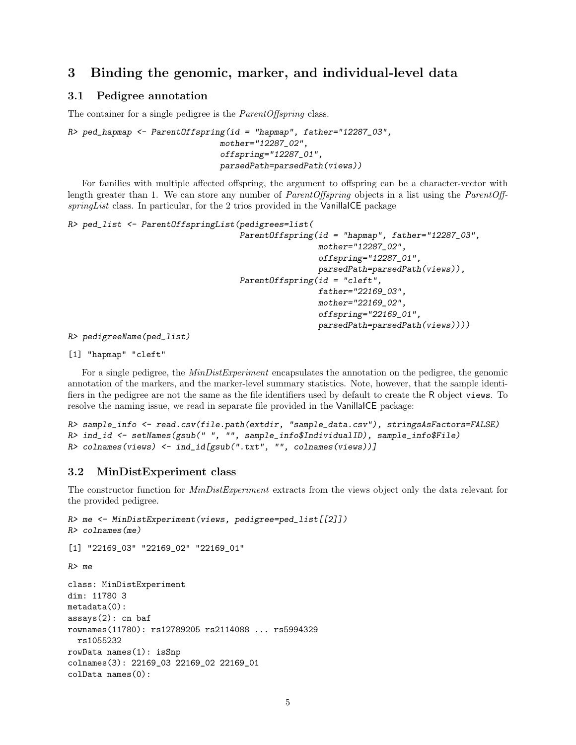# 3 Binding the genomic, marker, and individual-level data

## 3.1 Pedigree annotation

The container for a single pedigree is the *ParentOffspring* class.

```
R> ped_hapmap <- ParentOffspring(id = "hapmap", father="12287_03",
                                 mother="12287_02",
                                 offspring="12287_01",
                                 parsedPath=parsedPath(views))
```

For families with multiple affected offspring, the argument to offspring can be a character-vector with length greater than 1. We can store any number of *ParentOffspring* objects in a list using the *ParentOffspringList* class. In particular, for the 2 trios provided in the VanillaICE package

```
R> ped_list <- ParentOffspringList(pedigrees=list(
                                     ParentOffspring(id = "hapmap", father="12287_03",
                                                     mother="12287_02",
                                                     offspring="12287_01",
                                                     parsedPath=parsedPath(views)),
                                     ParentOffspring(id = "cleft",
                                                     father="22169_03",
                                                     mother="22169_02",
                                                     offspring="22169_01",
                                                     parsedPath=parsedPath(views))))
R> pedigreeName(ped_list)

[1] "hapmap" "cleft"
```

For a single pedigree, the *MinDistExperiment* encapsulates the annotation on the pedigree, the genomic annotation of the markers, and the marker-level summary statistics. Note, however, that the sample identifiers in the pedigree are not the same as the file identifiers used by default to create the R object views. To resolve the naming issue, we read in separate file provided in the VanillaICE package:

```
R> sample_info <- read.csv(file.path(extdir, "sample_data.csv"), stringsAsFactors=FALSE)
R> ind_id <- setNames(gsub(" ", "", sample_info$IndividualID), sample_info$File)
R> colnames(views) <- ind_id[gsub(".txt", "", colnames(views))]
```

## 3.2 MinDistExperiment class

The constructor function for *MinDistExperiment* extracts from the views object only the data relevant for the provided pedigree.

```
R> me <- MinDistExperiment(views, pedigree=ped_list[[2]])
R> colnames(me)

[1] "22169_03" "22169_02" "22169_01"

R> me

class: MinDistExperiment
dim: 11780 3
metadata(0):
assays(2): cn baf
rownames(11780): rs12789205 rs2114088 ... rs5994329
  rs1055232
rowData names(1): isSnp
colnames(3): 22169_03 22169_02 22169_01
colData names(0):
```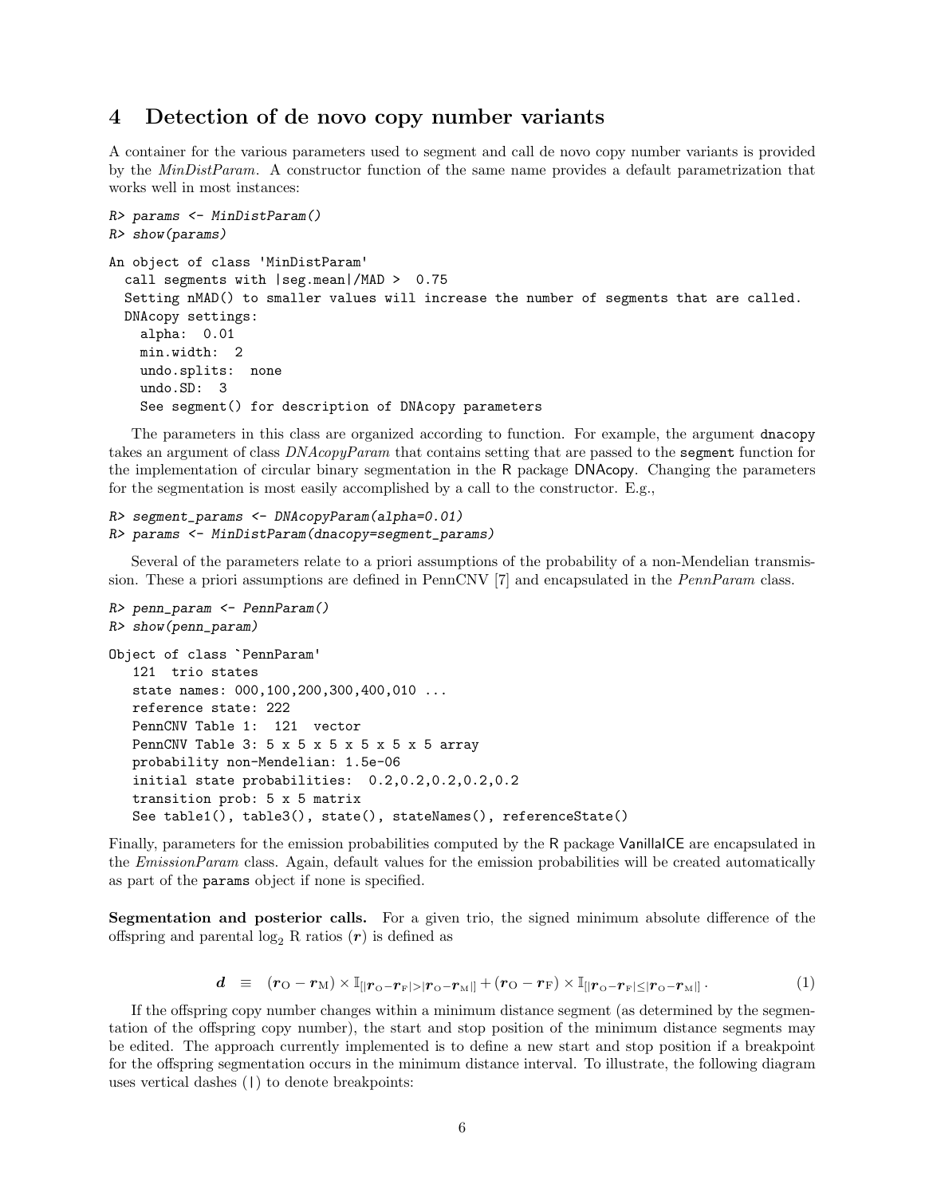## 4 Detection of de novo copy number variants

A container for the various parameters used to segment and call de novo copy number variants is provided by the *MinDistParam*. A constructor function of the same name provides a default parametrization that works well in most instances:

```
R> params <- MinDistParam()
R> show(params)

An object of class 'MinDistParam'
  call segments with |seg.mean|/MAD >  0.75
  Setting nMAD() to smaller values will increase the number of segments that are called.
  DNAcopy settings:
    alpha:  0.01
    min.width:  2
    undo.splits:  none
    undo.SD:  3
    See segment() for description of DNAcopy parameters
```

The parameters in this class are organized according to function. For example, the argument `dnacopy` takes an argument of class *DNAcopyParam* that contains setting that are passed to the `segment` function for the implementation of circular binary segmentation in the R package DNAcopy. Changing the parameters for the segmentation is most easily accomplished by a call to the constructor. E.g.,

```
R> segment_params <- DNAcopyParam(alpha=0.01)
R> params <- MinDistParam(dnacopy=segment_params)
```

Several of the parameters relate to a priori assumptions of the probability of a non-Mendelian transmission. These a priori assumptions are defined in PennCNV [7] and encapsulated in the *PennParam* class.

```
R> penn_param <- PennParam()
R> show(penn_param)

Object of class `PennParam'
   121  trio states
   state names: 000,100,200,300,400,010 ...
   reference state: 222
   PennCNV Table 1:  121  vector
   PennCNV Table 3: 5 x 5 x 5 x 5 x 5 x 5 array
   probability non-Mendelian: 1.5e-06
   initial state probabilities:  0.2,0.2,0.2,0.2,0.2
   transition prob: 5 x 5 matrix
   See table1(), table3(), state(), stateNames(), referenceState()
```

Finally, parameters for the emission probabilities computed by the R package VanillaICE are encapsulated in the *EmissionParam* class. Again, default values for the emission probabilities will be created automatically as part of the `params` object if none is specified.

**Segmentation and posterior calls.** For a given trio, the signed minimum absolute difference of the offspring and parental $\log_2$ R ratios ($\boldsymbol{r}$) is defined as

$$\boldsymbol{d} \equiv (\boldsymbol{r}_{\mathrm{O}} - \boldsymbol{r}_{\mathrm{M}}) \times \mathbb{I}_{[|\boldsymbol{r}_{\mathrm{O}} - \boldsymbol{r}_{\mathrm{F}}| > |\boldsymbol{r}_{\mathrm{O}} - \boldsymbol{r}_{\mathrm{M}}|]} + (\boldsymbol{r}_{\mathrm{O}} - \boldsymbol{r}_{\mathrm{F}}) \times \mathbb{I}_{[|\boldsymbol{r}_{\mathrm{O}} - \boldsymbol{r}_{\mathrm{F}}| \leq |\boldsymbol{r}_{\mathrm{O}} - \boldsymbol{r}_{\mathrm{M}}|]}. \tag{1}$$

If the offspring copy number changes within a minimum distance segment (as determined by the segmentation of the offspring copy number), the start and stop position of the minimum distance segments may be edited. The approach currently implemented is to define a new start and stop position if a breakpoint for the offspring segmentation occurs in the minimum distance interval. To illustrate, the following diagram uses vertical dashes (|) to denote breakpoints: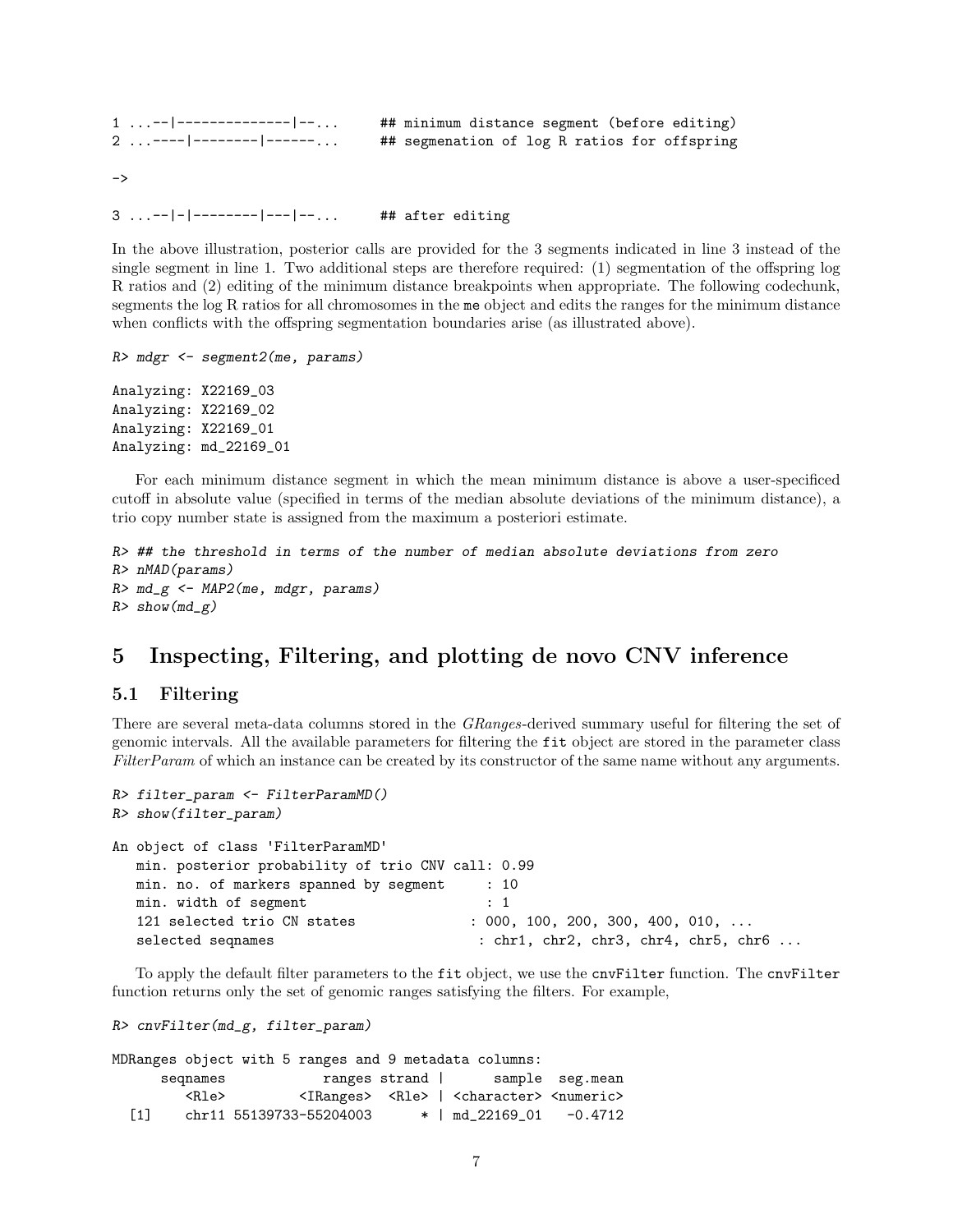```
1 ...--|--------------|--...     ## minimum distance segment (before editing)
2 ...----|--------|------...     ## segmenation of log R ratios for offspring

->

3 ...--|-|--------|---|--...     ## after editing
```

In the above illustration, posterior calls are provided for the 3 segments indicated in line 3 instead of the single segment in line 1. Two additional steps are therefore required: (1) segmentation of the offspring log R ratios and (2) editing of the minimum distance breakpoints when appropriate. The following codechunk, segments the log R ratios for all chromosomes in the `me` object and edits the ranges for the minimum distance when conflicts with the offspring segmentation boundaries arise (as illustrated above).

```
R> mdgr <- segment2(me, params)

Analyzing: X22169_03
Analyzing: X22169_02
Analyzing: X22169_01
Analyzing: md_22169_01
```

For each minimum distance segment in which the mean minimum distance is above a user-specificed cutoff in absolute value (specified in terms of the median absolute deviations of the minimum distance), a trio copy number state is assigned from the maximum a posteriori estimate.

```
R> ## the threshold in terms of the number of median absolute deviations from zero
R> nMAD(params)
R> md_g <- MAP2(me, mdgr, params)
R> show(md_g)
```

# 5 Inspecting, Filtering, and plotting de novo CNV inference

## 5.1 Filtering

There are several meta-data columns stored in the *GRanges*-derived summary useful for filtering the set of genomic intervals. All the available parameters for filtering the `fit` object are stored in the parameter class *FilterParam* of which an instance can be created by its constructor of the same name without any arguments.

```
R> filter_param <- FilterParamMD()
R> show(filter_param)

An object of class 'FilterParamMD'
   min. posterior probability of trio CNV call: 0.99
   min. no. of markers spanned by segment     : 10
   min. width of segment                      : 1
   121 selected trio CN states               : 000, 100, 200, 300, 400, 010, ...
   selected seqnames                          : chr1, chr2, chr3, chr4, chr5, chr6 ...
```

To apply the default filter parameters to the `fit` object, we use the `cnvFilter` function. The `cnvFilter` function returns only the set of genomic ranges satisfying the filters. For example,

```
R> cnvFilter(md_g, filter_param)

MDRanges object with 5 ranges and 9 metadata columns:
      seqnames            ranges strand |      sample  seg.mean
         <Rle>         <IRanges>  <Rle> | <character> <numeric>
  [1]    chr11 55139733-55204003      * | md_22169_01   -0.4712
```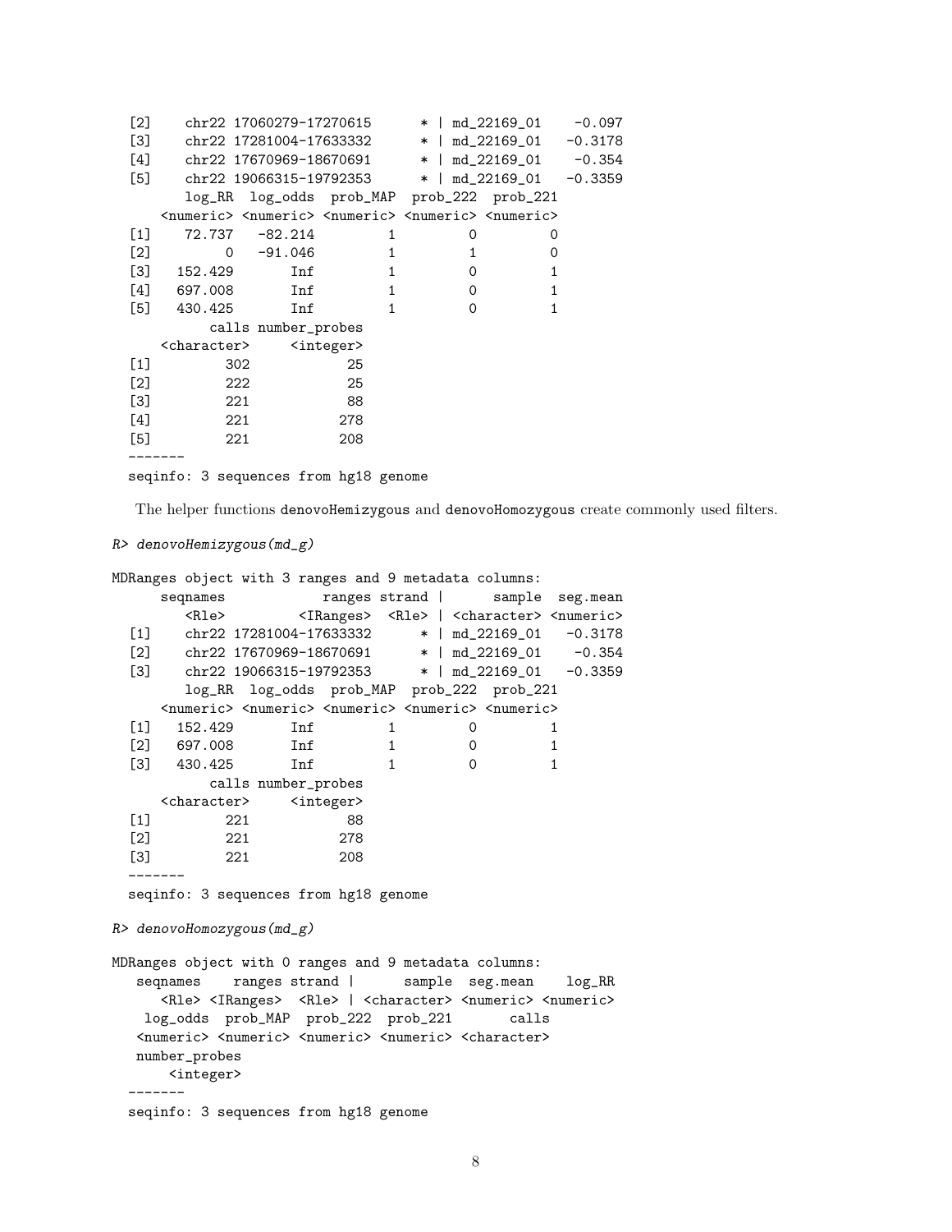```
  [2]    chr22 17060279-17270615      * | md_22169_01    -0.097
  [3]    chr22 17281004-17633332      * | md_22169_01   -0.3178
  [4]    chr22 17670969-18670691      * | md_22169_01    -0.354
  [5]    chr22 19066315-19792353      * | md_22169_01   -0.3359
        log_RR  log_odds  prob_MAP  prob_222  prob_221
     <numeric> <numeric> <numeric> <numeric> <numeric>
  [1]    72.737   -82.214         1         0         0
  [2]         0   -91.046         1         1         0
  [3]   152.429       Inf         1         0         1
  [4]   697.008       Inf         1         0         1
  [5]   430.425       Inf         1         0         1
           calls number_probes
     <character>     <integer>
  [1]         302            25
  [2]         222            25
  [3]         221            88
  [4]         221           278
  [5]         221           208
  -------
  seqinfo: 3 sequences from hg18 genome
```

The helper functions `denovoHemizygous` and `denovoHomozygous` create commonly used filters.

```
R> denovoHemizygous(md_g)

MDRanges object with 3 ranges and 9 metadata columns:
      seqnames            ranges strand |      sample  seg.mean
         <Rle>         <IRanges>  <Rle> | <character> <numeric>
  [1]    chr22 17281004-17633332      * | md_22169_01   -0.3178
  [2]    chr22 17670969-18670691      * | md_22169_01    -0.354
  [3]    chr22 19066315-19792353      * | md_22169_01   -0.3359
        log_RR  log_odds  prob_MAP  prob_222  prob_221
     <numeric> <numeric> <numeric> <numeric> <numeric>
  [1]   152.429       Inf         1         0         1
  [2]   697.008       Inf         1         0         1
  [3]   430.425       Inf         1         0         1
           calls number_probes
     <character>     <integer>
  [1]         221            88
  [2]         221           278
  [3]         221           208
  -------
  seqinfo: 3 sequences from hg18 genome

R> denovoHomozygous(md_g)

MDRanges object with 0 ranges and 9 metadata columns:
   seqnames    ranges strand |      sample  seg.mean    log_RR
      <Rle> <IRanges>  <Rle> | <character> <numeric> <numeric>
    log_odds  prob_MAP  prob_222  prob_221       calls
   <numeric> <numeric> <numeric> <numeric> <character>
   number_probes
       <integer>
  -------
  seqinfo: 3 sequences from hg18 genome
```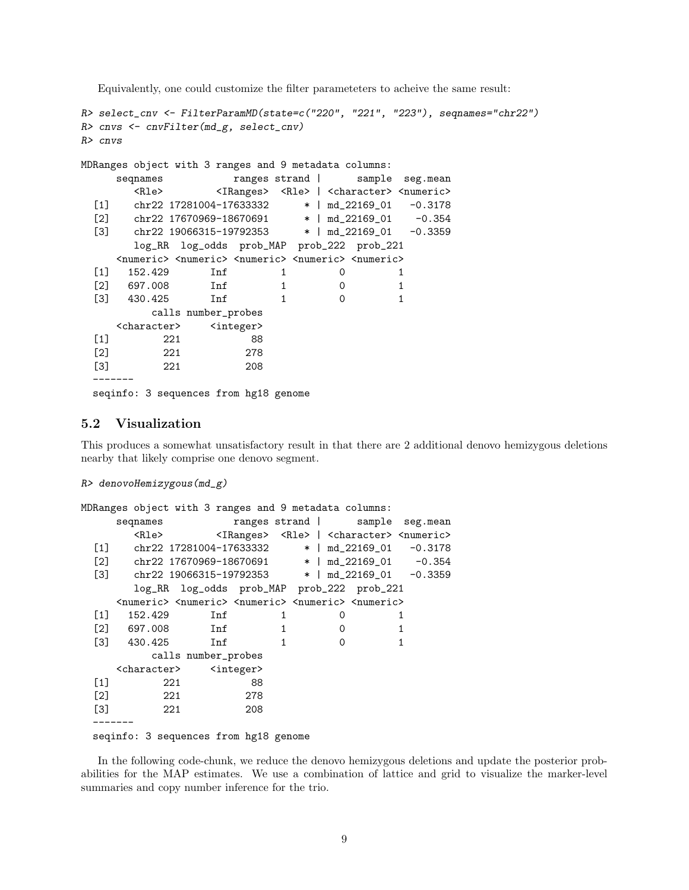Equivalently, one could customize the filter parameteters to acheive the same result:

```
R> select_cnv <- FilterParamMD(state=c("220", "221", "223"), seqnames="chr22")
R> cnvs <- cnvFilter(md_g, select_cnv)
R> cnvs
```

```
MDRanges object with 3 ranges and 9 metadata columns:
      seqnames            ranges strand |      sample  seg.mean
         <Rle>         <IRanges>  <Rle> | <character> <numeric>
  [1]    chr22 17281004-17633332      * | md_22169_01   -0.3178
  [2]    chr22 17670969-18670691      * | md_22169_01    -0.354
  [3]    chr22 19066315-19792353      * | md_22169_01   -0.3359
         log_RR  log_odds  prob_MAP  prob_222  prob_221
      <numeric> <numeric> <numeric> <numeric> <numeric>
  [1]   152.429       Inf         1         0         1
  [2]   697.008       Inf         1         0         1
  [3]   430.425       Inf         1         0         1
            calls number_probes
      <character>     <integer>
  [1]         221            88
  [2]         221           278
  [3]         221           208
  -------
  seqinfo: 3 sequences from hg18 genome
```

## 5.2 Visualization

This produces a somewhat unsatisfactory result in that there are 2 additional denovo hemizygous deletions nearby that likely comprise one denovo segment.

```
R> denovoHemizygous(md_g)
```

```
MDRanges object with 3 ranges and 9 metadata columns:
      seqnames            ranges strand |      sample  seg.mean
         <Rle>         <IRanges>  <Rle> | <character> <numeric>
  [1]    chr22 17281004-17633332      * | md_22169_01   -0.3178
  [2]    chr22 17670969-18670691      * | md_22169_01    -0.354
  [3]    chr22 19066315-19792353      * | md_22169_01   -0.3359
         log_RR  log_odds  prob_MAP  prob_222  prob_221
      <numeric> <numeric> <numeric> <numeric> <numeric>
  [1]   152.429       Inf         1         0         1
  [2]   697.008       Inf         1         0         1
  [3]   430.425       Inf         1         0         1
            calls number_probes
      <character>     <integer>
  [1]         221            88
  [2]         221           278
  [3]         221           208
  -------
  seqinfo: 3 sequences from hg18 genome
```

In the following code-chunk, we reduce the denovo hemizygous deletions and update the posterior probabilities for the MAP estimates. We use a combination of lattice and grid to visualize the marker-level summaries and copy number inference for the trio.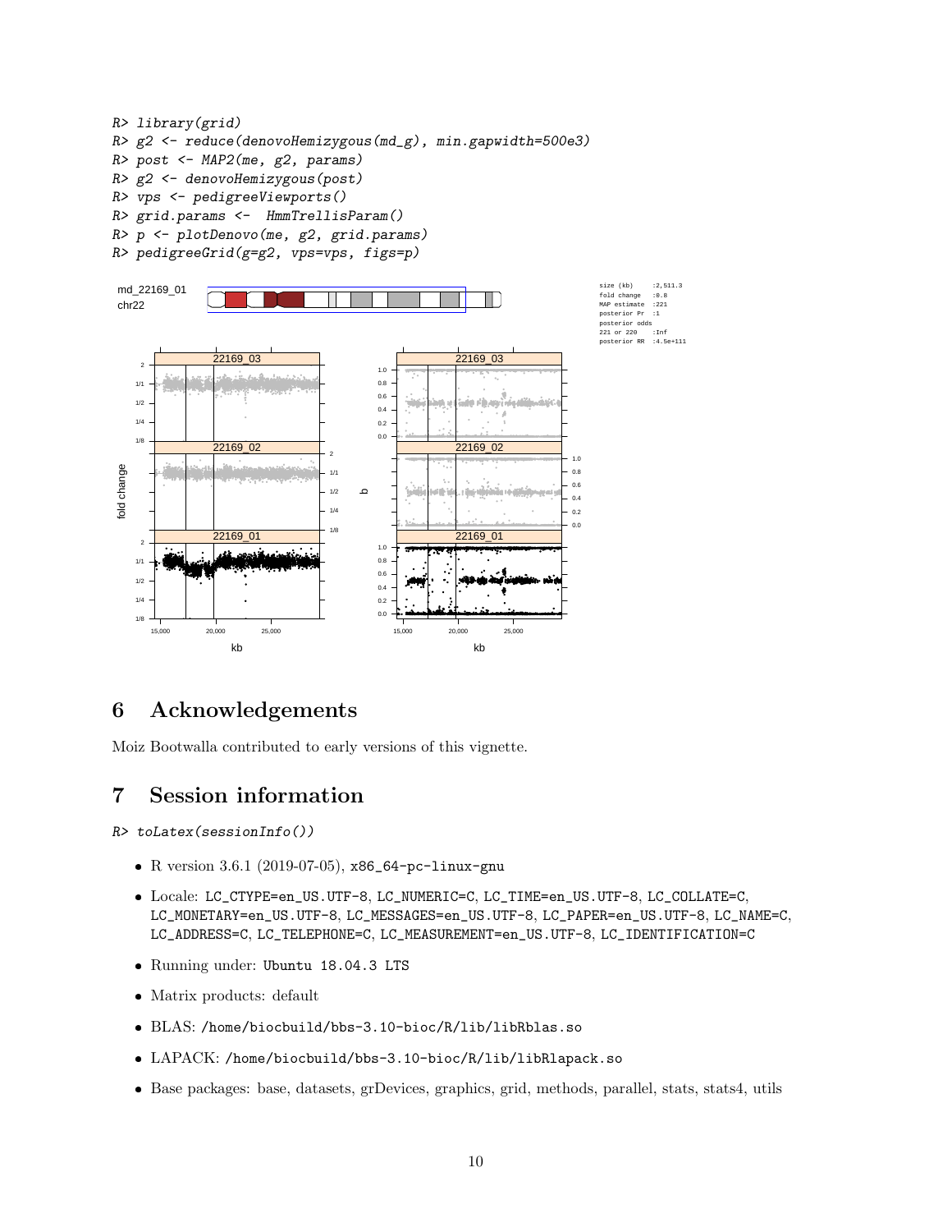```
R> library(grid)
R> g2 <- reduce(denovoHemizygous(md_g), min.gapwidth=500e3)
R> post <- MAP2(me, g2, params)
R> g2 <- denovoHemizygous(post)
R> vps <- pedigreeViewports()
R> grid.params <- HmmTrellisParam()
R> p <- plotDenovo(me, g2, grid.params)
R> pedigreeGrid(g=g2, vps=vps, figs=p)
```

## 6 Acknowledgements

Moiz Bootwalla contributed to early versions of this vignette.

## 7 Session information

```
R> toLatex(sessionInfo())
```

- R version 3.6.1 (2019-07-05), x86_64-pc-linux-gnu
- Locale: LC_CTYPE=en_US.UTF-8, LC_NUMERIC=C, LC_TIME=en_US.UTF-8, LC_COLLATE=C, LC_MONETARY=en_US.UTF-8, LC_MESSAGES=en_US.UTF-8, LC_PAPER=en_US.UTF-8, LC_NAME=C, LC_ADDRESS=C, LC_TELEPHONE=C, LC_MEASUREMENT=en_US.UTF-8, LC_IDENTIFICATION=C
- Running under: Ubuntu 18.04.3 LTS
- Matrix products: default
- BLAS: /home/biocbuild/bbs-3.10-bioc/R/lib/libRblas.so
- LAPACK: /home/biocbuild/bbs-3.10-bioc/R/lib/libRlapack.so
- Base packages: base, datasets, grDevices, graphics, grid, methods, parallel, stats, stats4, utils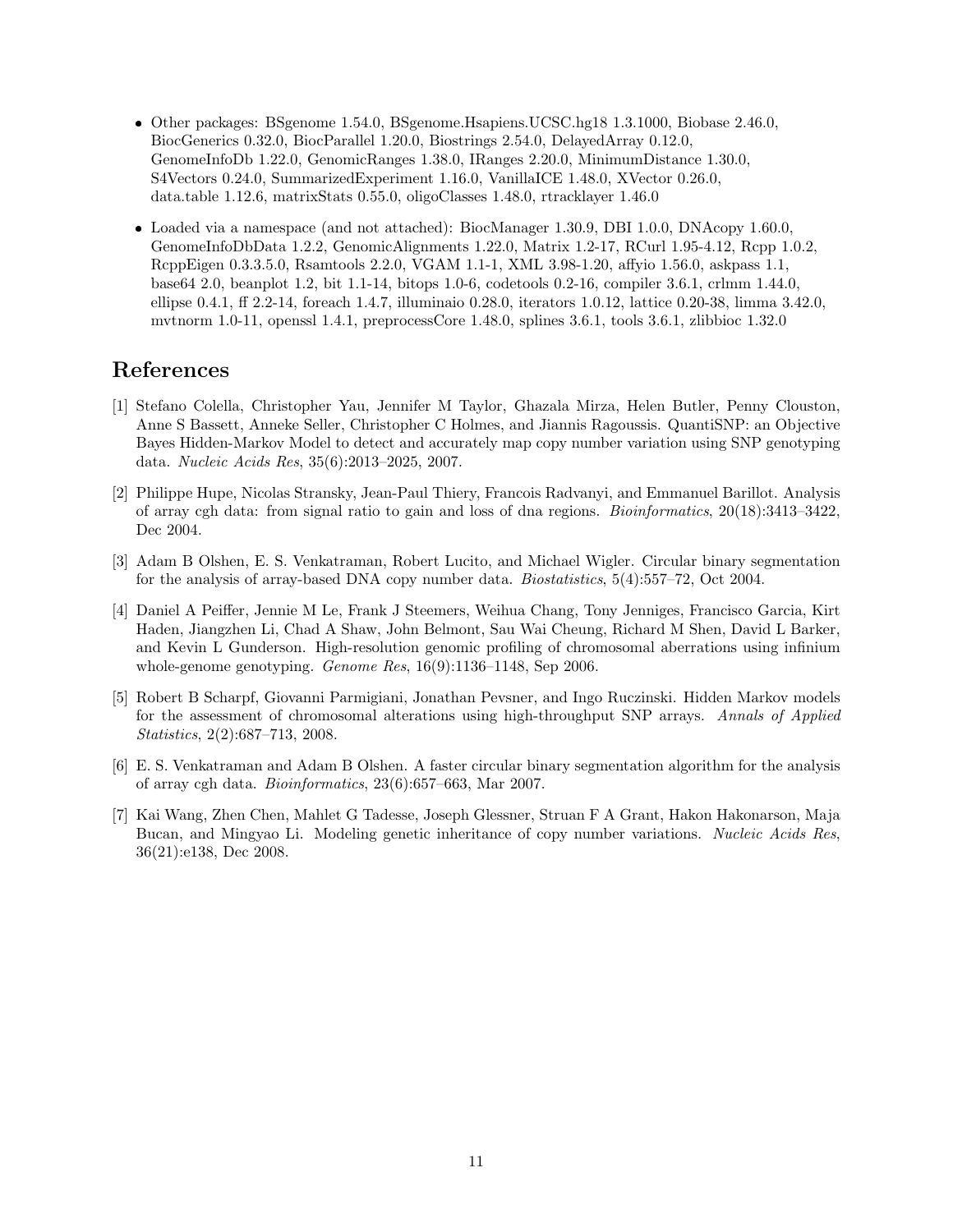- Other packages: BSgenome 1.54.0, BSgenome.Hsapiens.UCSC.hg18 1.3.1000, Biobase 2.46.0, BiocGenerics 0.32.0, BiocParallel 1.20.0, Biostrings 2.54.0, DelayedArray 0.12.0, GenomeInfoDb 1.22.0, GenomicRanges 1.38.0, IRanges 2.20.0, MinimumDistance 1.30.0, S4Vectors 0.24.0, SummarizedExperiment 1.16.0, VanillaICE 1.48.0, XVector 0.26.0, data.table 1.12.6, matrixStats 0.55.0, oligoClasses 1.48.0, rtracklayer 1.46.0
- Loaded via a namespace (and not attached): BiocManager 1.30.9, DBI 1.0.0, DNAcopy 1.60.0, GenomeInfoDbData 1.2.2, GenomicAlignments 1.22.0, Matrix 1.2-17, RCurl 1.95-4.12, Rcpp 1.0.2, RcppEigen 0.3.3.5.0, Rsamtools 2.2.0, VGAM 1.1-1, XML 3.98-1.20, affyio 1.56.0, askpass 1.1, base64 2.0, beanplot 1.2, bit 1.1-14, bitops 1.0-6, codetools 0.2-16, compiler 3.6.1, crlmm 1.44.0, ellipse 0.4.1, ff 2.2-14, foreach 1.4.7, illuminaio 0.28.0, iterators 1.0.12, lattice 0.20-38, limma 3.42.0, mvtnorm 1.0-11, openssl 1.4.1, preprocessCore 1.48.0, splines 3.6.1, tools 3.6.1, zlibbioc 1.32.0

# References

[1] Stefano Colella, Christopher Yau, Jennifer M Taylor, Ghazala Mirza, Helen Butler, Penny Clouston, Anne S Bassett, Anneke Seller, Christopher C Holmes, and Jiannis Ragoussis. QuantiSNP: an Objective Bayes Hidden-Markov Model to detect and accurately map copy number variation using SNP genotyping data. *Nucleic Acids Res*, 35(6):2013–2025, 2007.

[2] Philippe Hupe, Nicolas Stransky, Jean-Paul Thiery, Francois Radvanyi, and Emmanuel Barillot. Analysis of array cgh data: from signal ratio to gain and loss of dna regions. *Bioinformatics*, 20(18):3413–3422, Dec 2004.

[3] Adam B Olshen, E. S. Venkatraman, Robert Lucito, and Michael Wigler. Circular binary segmentation for the analysis of array-based DNA copy number data. *Biostatistics*, 5(4):557–72, Oct 2004.

[4] Daniel A Peiffer, Jennie M Le, Frank J Steemers, Weihua Chang, Tony Jenniges, Francisco Garcia, Kirt Haden, Jiangzhen Li, Chad A Shaw, John Belmont, Sau Wai Cheung, Richard M Shen, David L Barker, and Kevin L Gunderson. High-resolution genomic profiling of chromosomal aberrations using infinium whole-genome genotyping. *Genome Res*, 16(9):1136–1148, Sep 2006.

[5] Robert B Scharpf, Giovanni Parmigiani, Jonathan Pevsner, and Ingo Ruczinski. Hidden Markov models for the assessment of chromosomal alterations using high-throughput SNP arrays. *Annals of Applied Statistics*, 2(2):687–713, 2008.

[6] E. S. Venkatraman and Adam B Olshen. A faster circular binary segmentation algorithm for the analysis of array cgh data. *Bioinformatics*, 23(6):657–663, Mar 2007.

[7] Kai Wang, Zhen Chen, Mahlet G Tadesse, Joseph Glessner, Struan F A Grant, Hakon Hakonarson, Maja Bucan, and Mingyao Li. Modeling genetic inheritance of copy number variations. *Nucleic Acids Res*, 36(21):e138, Dec 2008.